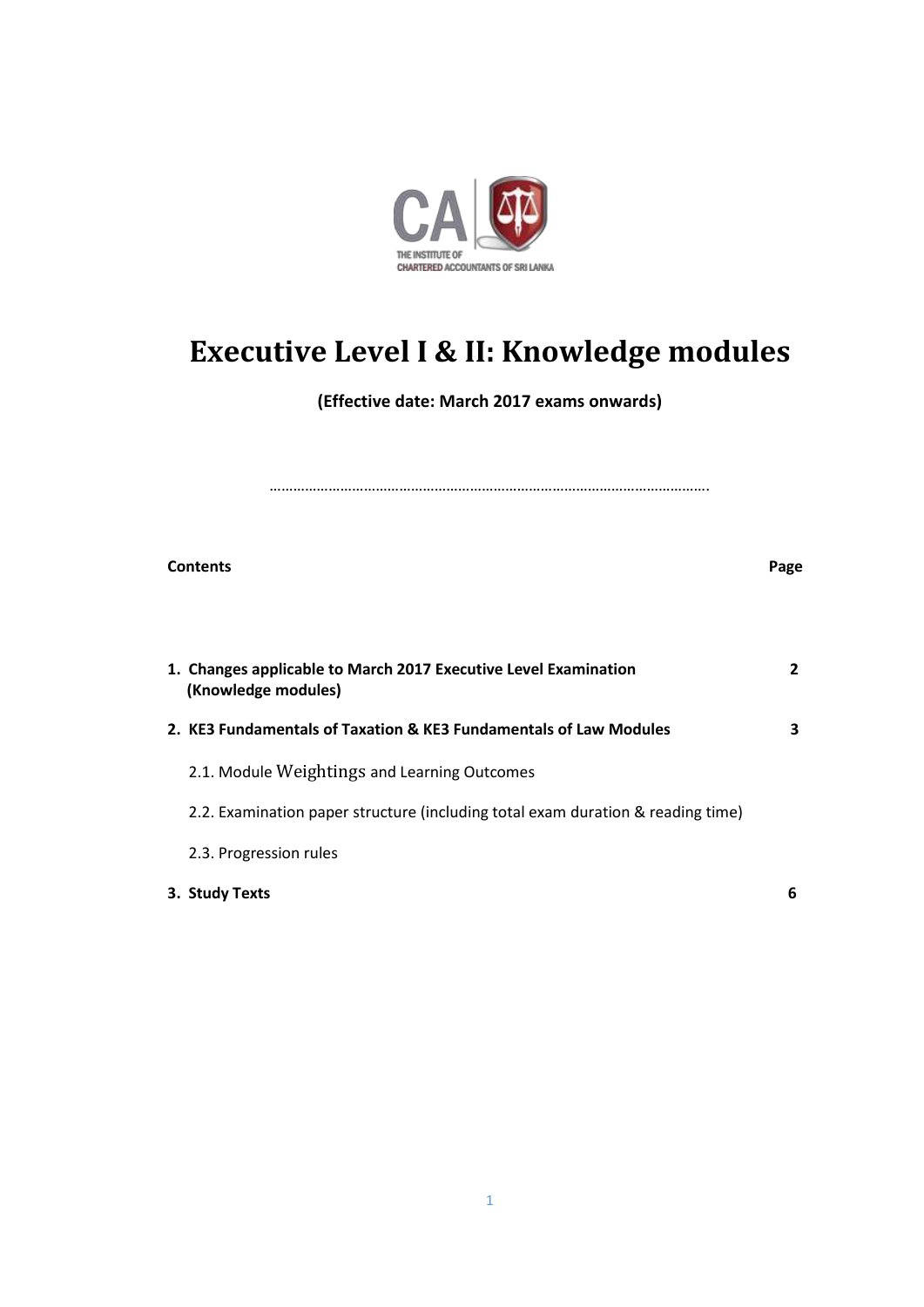CA

THE INSTITUTE OF CHARTERED ACCOUNTANTS OF SRI LANKA

# Executive Level I & II: Knowledge modules

**(Effective date: March 2017 exams onwards)**

…………………………………………………………………………………………………….

| **Contents** | **Page** |
|---|---|
| **1. Changes applicable to March 2017 Executive Level Examination (Knowledge modules)** | **2** |
| **2. KE3 Fundamentals of Taxation & KE3 Fundamentals of Law Modules** | **3** |
| 2.1. Module Weightings and Learning Outcomes | |
| 2.2. Examination paper structure (including total exam duration & reading time) | |
| 2.3. Progression rules | |
| **3. Study Texts** | **6** |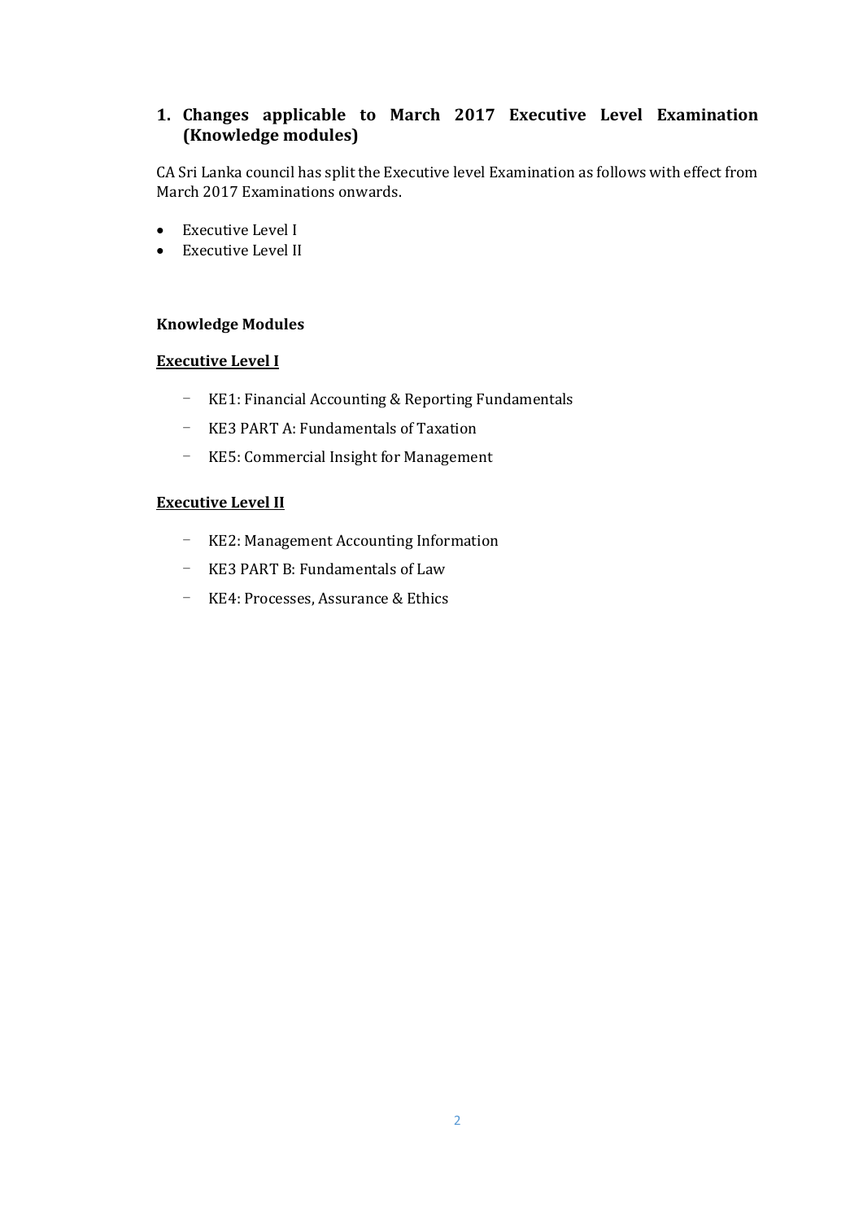## 1. Changes applicable to March 2017 Executive Level Examination (Knowledge modules)

CA Sri Lanka council has split the Executive level Examination as follows with effect from March 2017 Examinations onwards.

- Executive Level I
- Executive Level II

**Knowledge Modules**

**<u>Executive Level I</u>**

- KE1: Financial Accounting & Reporting Fundamentals
- KE3 PART A: Fundamentals of Taxation
- KE5: Commercial Insight for Management

**<u>Executive Level II</u>**

- KE2: Management Accounting Information
- KE3 PART B: Fundamentals of Law
- KE4: Processes, Assurance & Ethics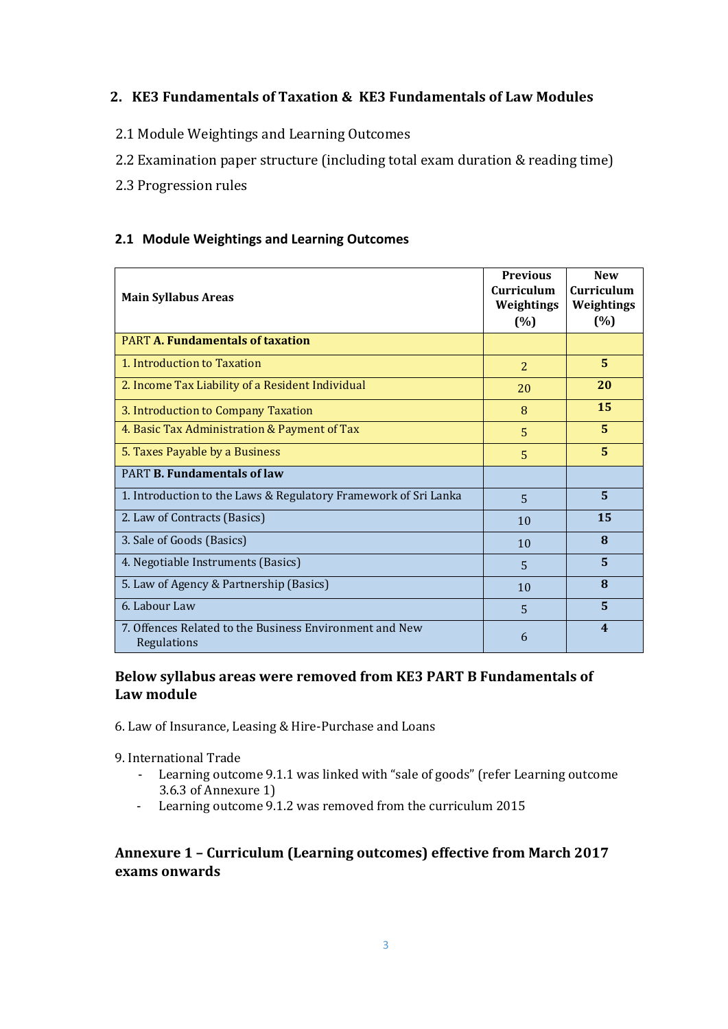## 2. KE3 Fundamentals of Taxation & KE3 Fundamentals of Law Modules

2.1 Module Weightings and Learning Outcomes

2.2 Examination paper structure (including total exam duration & reading time)

2.3 Progression rules

### 2.1 Module Weightings and Learning Outcomes

| Main Syllabus Areas | Previous Curriculum Weightings (%) | New Curriculum Weightings (%) |
|---|---|---|
| PART **A. Fundamentals of taxation** | | |
| 1. Introduction to Taxation | 2 | **5** |
| 2. Income Tax Liability of a Resident Individual | 20 | **20** |
| 3. Introduction to Company Taxation | 8 | **15** |
| 4. Basic Tax Administration & Payment of Tax | 5 | **5** |
| 5. Taxes Payable by a Business | 5 | **5** |
| PART **B. Fundamentals of law** | | |
| 1. Introduction to the Laws & Regulatory Framework of Sri Lanka | 5 | **5** |
| 2. Law of Contracts (Basics) | 10 | **15** |
| 3. Sale of Goods (Basics) | 10 | **8** |
| 4. Negotiable Instruments (Basics) | 5 | **5** |
| 5. Law of Agency & Partnership (Basics) | 10 | **8** |
| 6. Labour Law | 5 | **5** |
| 7. Offences Related to the Business Environment and New Regulations | 6 | **4** |

### Below syllabus areas were removed from KE3 PART B Fundamentals of Law module

6. Law of Insurance, Leasing & Hire-Purchase and Loans

9. International Trade
   - Learning outcome 9.1.1 was linked with "sale of goods" (refer Learning outcome 3.6.3 of Annexure 1)
   - Learning outcome 9.1.2 was removed from the curriculum 2015

### Annexure 1 – Curriculum (Learning outcomes) effective from March 2017 exams onwards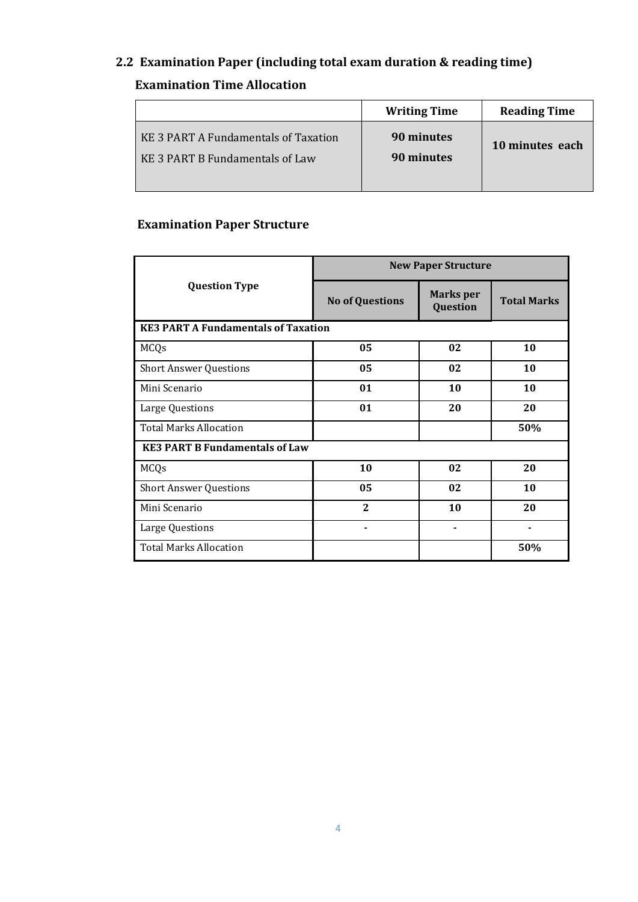## 2.2 Examination Paper (including total exam duration & reading time)

### Examination Time Allocation

| | Writing Time | Reading Time |
|---|---|---|
| KE 3 PART A Fundamentals of Taxation<br>KE 3 PART B Fundamentals of Law | 90 minutes<br>90 minutes | 10 minutes each |

### Examination Paper Structure

| Question Type | New Paper Structure | | |
|---|---|---|---|
| | No of Questions | Marks per Question | Total Marks |
| **KE3 PART A Fundamentals of Taxation** | | | |
| MCQs | 05 | 02 | 10 |
| Short Answer Questions | 05 | 02 | 10 |
| Mini Scenario | 01 | 10 | 10 |
| Large Questions | 01 | 20 | 20 |
| Total Marks Allocation | | | 50% |
| **KE3 PART B Fundamentals of Law** | | | |
| MCQs | 10 | 02 | 20 |
| Short Answer Questions | 05 | 02 | 10 |
| Mini Scenario | 2 | 10 | 20 |
| Large Questions | - | - | - |
| Total Marks Allocation | | | 50% |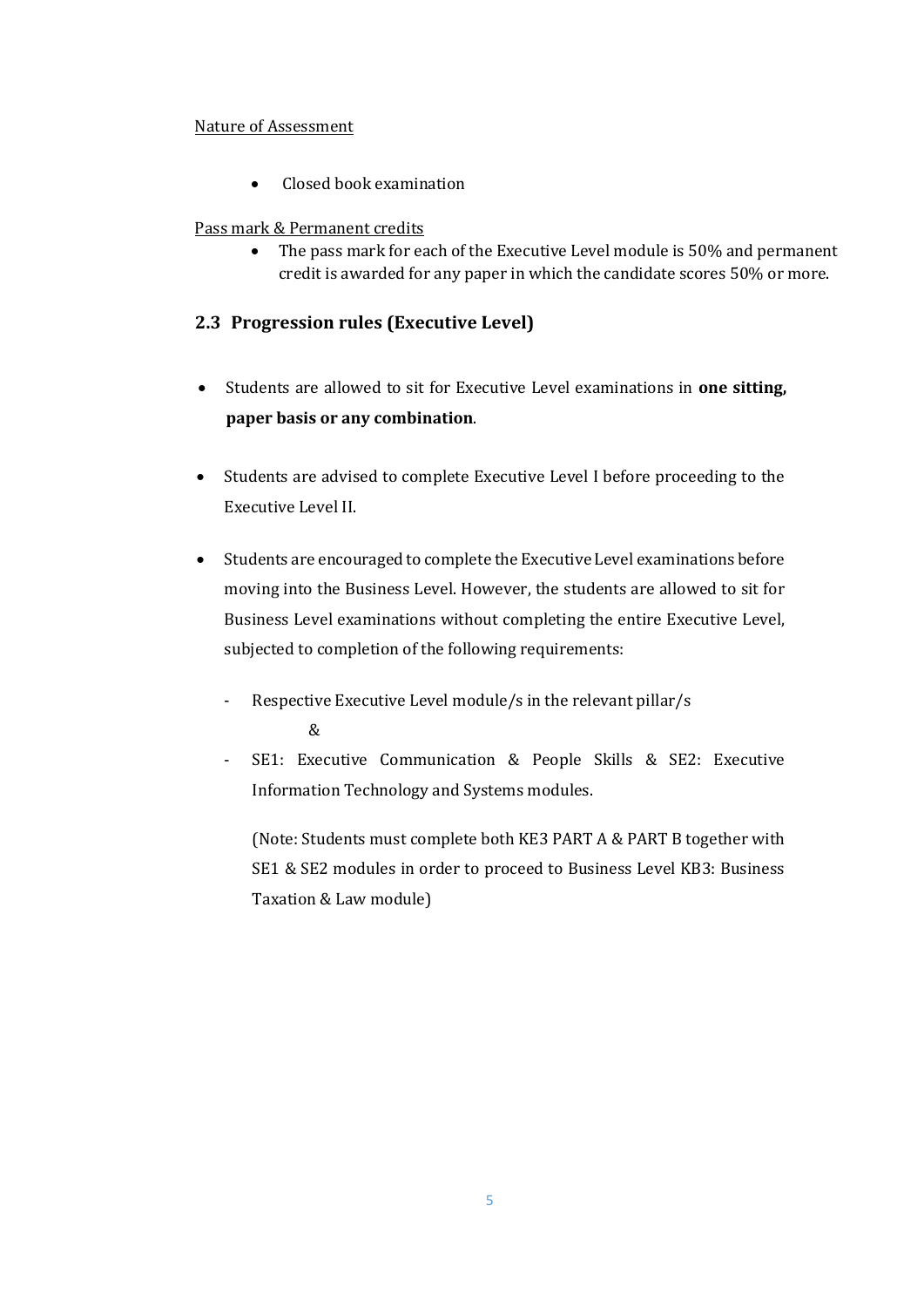Nature of Assessment

- Closed book examination

Pass mark & Permanent credits

- The pass mark for each of the Executive Level module is 50% and permanent credit is awarded for any paper in which the candidate scores 50% or more.

## 2.3 Progression rules (Executive Level)

- Students are allowed to sit for Executive Level examinations in **one sitting, paper basis or any combination**.
- Students are advised to complete Executive Level I before proceeding to the Executive Level II.
- Students are encouraged to complete the Executive Level examinations before moving into the Business Level. However, the students are allowed to sit for Business Level examinations without completing the entire Executive Level, subjected to completion of the following requirements:
  - Respective Executive Level module/s in the relevant pillar/s

    &
  - SE1: Executive Communication & People Skills & SE2: Executive Information Technology and Systems modules.

    (Note: Students must complete both KE3 PART A & PART B together with SE1 & SE2 modules in order to proceed to Business Level KB3: Business Taxation & Law module)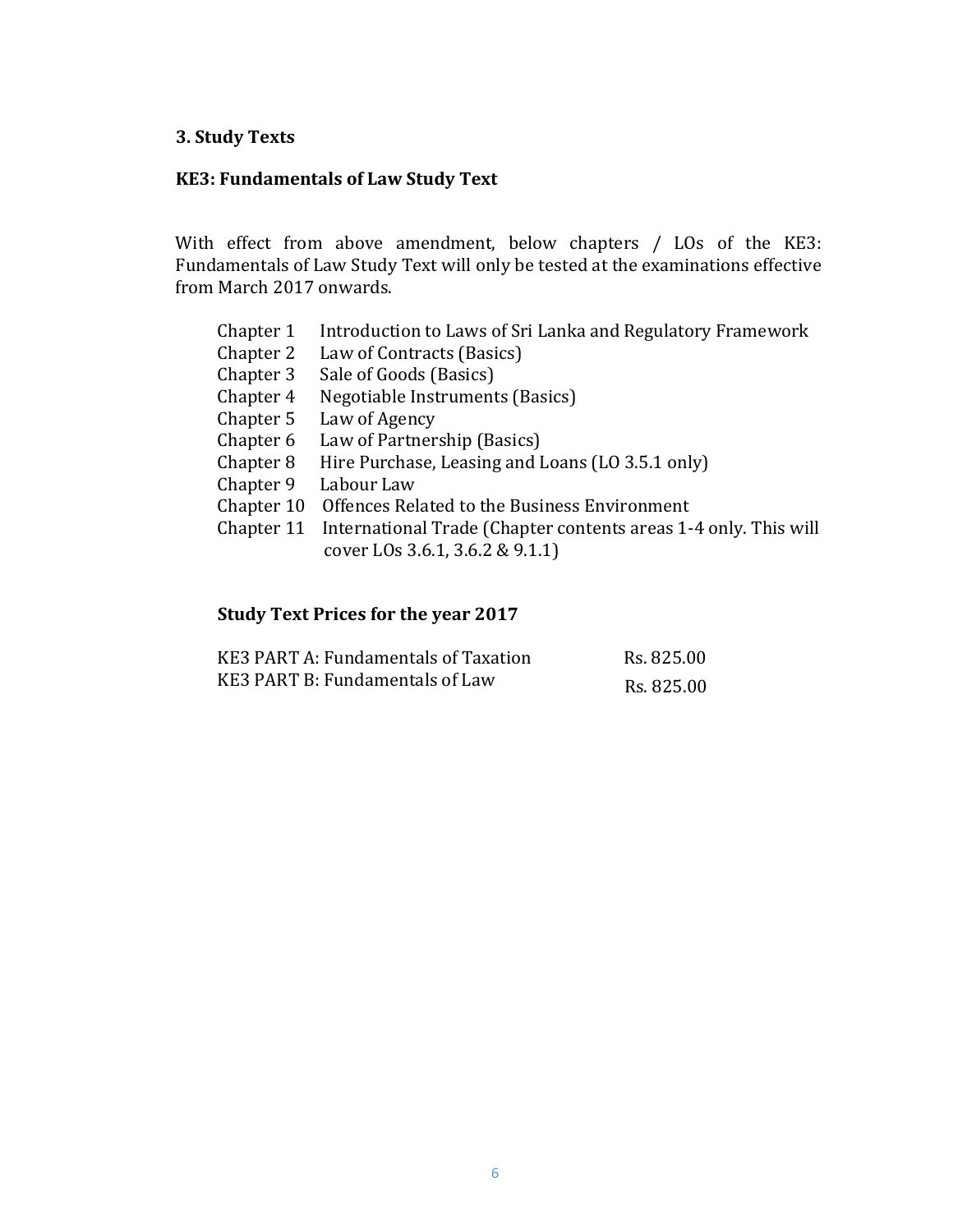### 3. Study Texts

### KE3: Fundamentals of Law Study Text

With effect from above amendment, below chapters / LOs of the KE3: Fundamentals of Law Study Text will only be tested at the examinations effective from March 2017 onwards.

| | |
|---|---|
| Chapter 1 | Introduction to Laws of Sri Lanka and Regulatory Framework |
| Chapter 2 | Law of Contracts (Basics) |
| Chapter 3 | Sale of Goods (Basics) |
| Chapter 4 | Negotiable Instruments (Basics) |
| Chapter 5 | Law of Agency |
| Chapter 6 | Law of Partnership (Basics) |
| Chapter 8 | Hire Purchase, Leasing and Loans (LO 3.5.1 only) |
| Chapter 9 | Labour Law |
| Chapter 10 | Offences Related to the Business Environment |
| Chapter 11 | International Trade (Chapter contents areas 1-4 only. This will cover LOs 3.6.1, 3.6.2 & 9.1.1) |

**Study Text Prices for the year 2017**

| | |
|---|---|
| KE3 PART A: Fundamentals of Taxation | Rs. 825.00 |
| KE3 PART B: Fundamentals of Law | Rs. 825.00 |